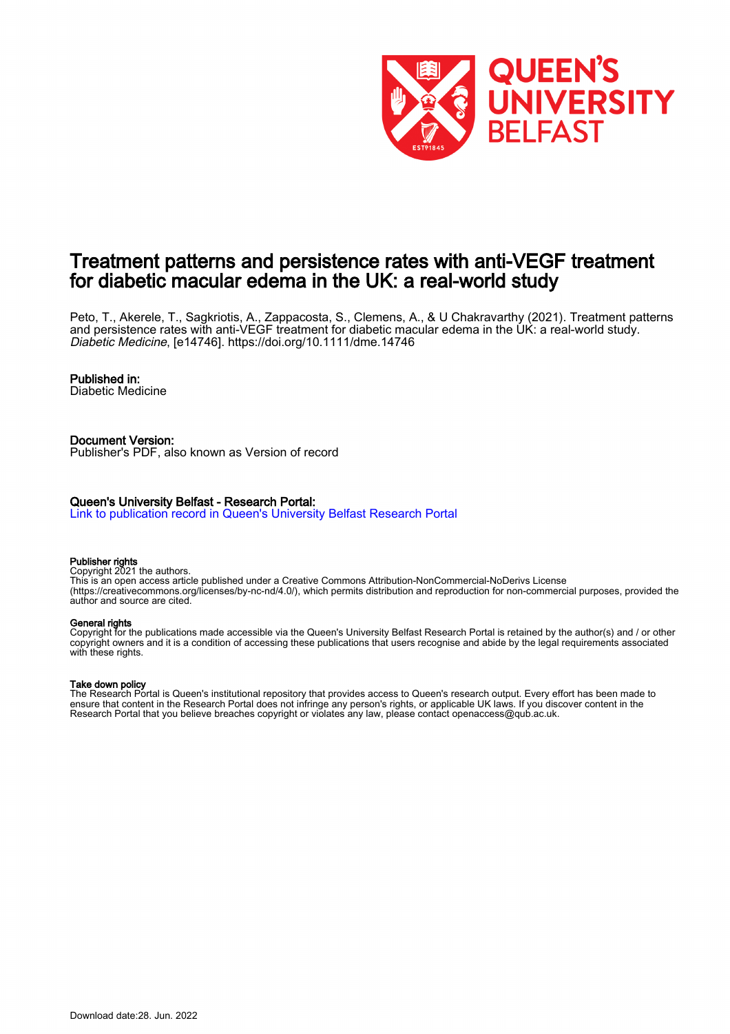# Treatment patterns and persistence rates with anti-VEGF treatment for diabetic macular edema in the UK: a real-world study

Peto, T., Akerele, T., Sagkriotis, A., Zappacosta, S., Clemens, A., & U Chakravarthy (2021). Treatment patterns and persistence rates with anti-VEGF treatment for diabetic macular edema in the UK: a real-world study. *Diabetic Medicine*, [e14746]. https://doi.org/10.1111/dme.14746

**Published in:**
Diabetic Medicine

**Document Version:**
Publisher's PDF, also known as Version of record

**Queen's University Belfast - Research Portal:**
Link to publication record in Queen's University Belfast Research Portal

**Publisher rights**
Copyright 2021 the authors.
This is an open access article published under a Creative Commons Attribution-NonCommercial-NoDerivs License (https://creativecommons.org/licenses/by-nc-nd/4.0/), which permits distribution and reproduction for non-commercial purposes, provided the author and source are cited.

**General rights**
Copyright for the publications made accessible via the Queen's University Belfast Research Portal is retained by the author(s) and / or other copyright owners and it is a condition of accessing these publications that users recognise and abide by the legal requirements associated with these rights.

**Take down policy**
The Research Portal is Queen's institutional repository that provides access to Queen's research output. Every effort has been made to ensure that content in the Research Portal does not infringe any person's rights, or applicable UK laws. If you discover content in the Research Portal that you believe breaches copyright or violates any law, please contact openaccess@qub.ac.uk.

Download date:28. Jun. 2022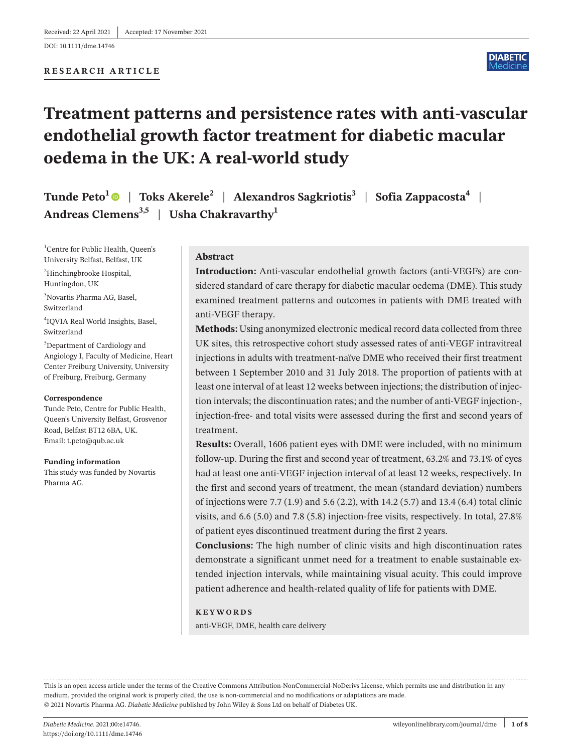Received: 22 April 2021 | Accepted: 17 November 2021

DOI: 10.1111/dme.14746

**RESEARCH ARTICLE**

# Treatment patterns and persistence rates with anti-vascular endothelial growth factor treatment for diabetic macular oedema in the UK: A real-world study

**Tunde Peto**[1] | **Toks Akerele**[2] | **Alexandros Sagkriotis**[3] | **Sofia Zappacosta**[4] | **Andreas Clemens**[3,5] | **Usha Chakravarthy**[1]

[1]Centre for Public Health, Queen's University Belfast, Belfast, UK

[2]Hinchingbrooke Hospital, Huntingdon, UK

[3]Novartis Pharma AG, Basel, Switzerland

[4]IQVIA Real World Insights, Basel, Switzerland

[5]Department of Cardiology and Angiology I, Faculty of Medicine, Heart Center Freiburg University, University of Freiburg, Freiburg, Germany

**Correspondence**

Tunde Peto, Centre for Public Health, Queen's University Belfast, Grosvenor Road, Belfast BT12 6BA, UK.
Email: t.peto@qub.ac.uk

**Funding information**

This study was funded by Novartis Pharma AG.

## Abstract

**Introduction:** Anti-vascular endothelial growth factors (anti-VEGFs) are considered standard of care therapy for diabetic macular oedema (DME). This study examined treatment patterns and outcomes in patients with DME treated with anti-VEGF therapy.

**Methods:** Using anonymized electronic medical record data collected from three UK sites, this retrospective cohort study assessed rates of anti-VEGF intravitreal injections in adults with treatment-naïve DME who received their first treatment between 1 September 2010 and 31 July 2018. The proportion of patients with at least one interval of at least 12 weeks between injections; the distribution of injection intervals; the discontinuation rates; and the number of anti-VEGF injection-, injection-free- and total visits were assessed during the first and second years of treatment.

**Results:** Overall, 1606 patient eyes with DME were included, with no minimum follow-up. During the first and second year of treatment, 63.2% and 73.1% of eyes had at least one anti-VEGF injection interval of at least 12 weeks, respectively. In the first and second years of treatment, the mean (standard deviation) numbers of injections were 7.7 (1.9) and 5.6 (2.2), with 14.2 (5.7) and 13.4 (6.4) total clinic visits, and 6.6 (5.0) and 7.8 (5.8) injection-free visits, respectively. In total, 27.8% of patient eyes discontinued treatment during the first 2 years.

**Conclusions:** The high number of clinic visits and high discontinuation rates demonstrate a significant unmet need for a treatment to enable sustainable extended injection intervals, while maintaining visual acuity. This could improve patient adherence and health-related quality of life for patients with DME.

**KEYWORDS**

anti-VEGF, DME, health care delivery

This is an open access article under the terms of the Creative Commons Attribution-NonCommercial-NoDerivs License, which permits use and distribution in any medium, provided the original work is properly cited, the use is non-commercial and no modifications or adaptations are made.
© 2021 Novartis Pharma AG. *Diabetic Medicine* published by John Wiley & Sons Ltd on behalf of Diabetes UK.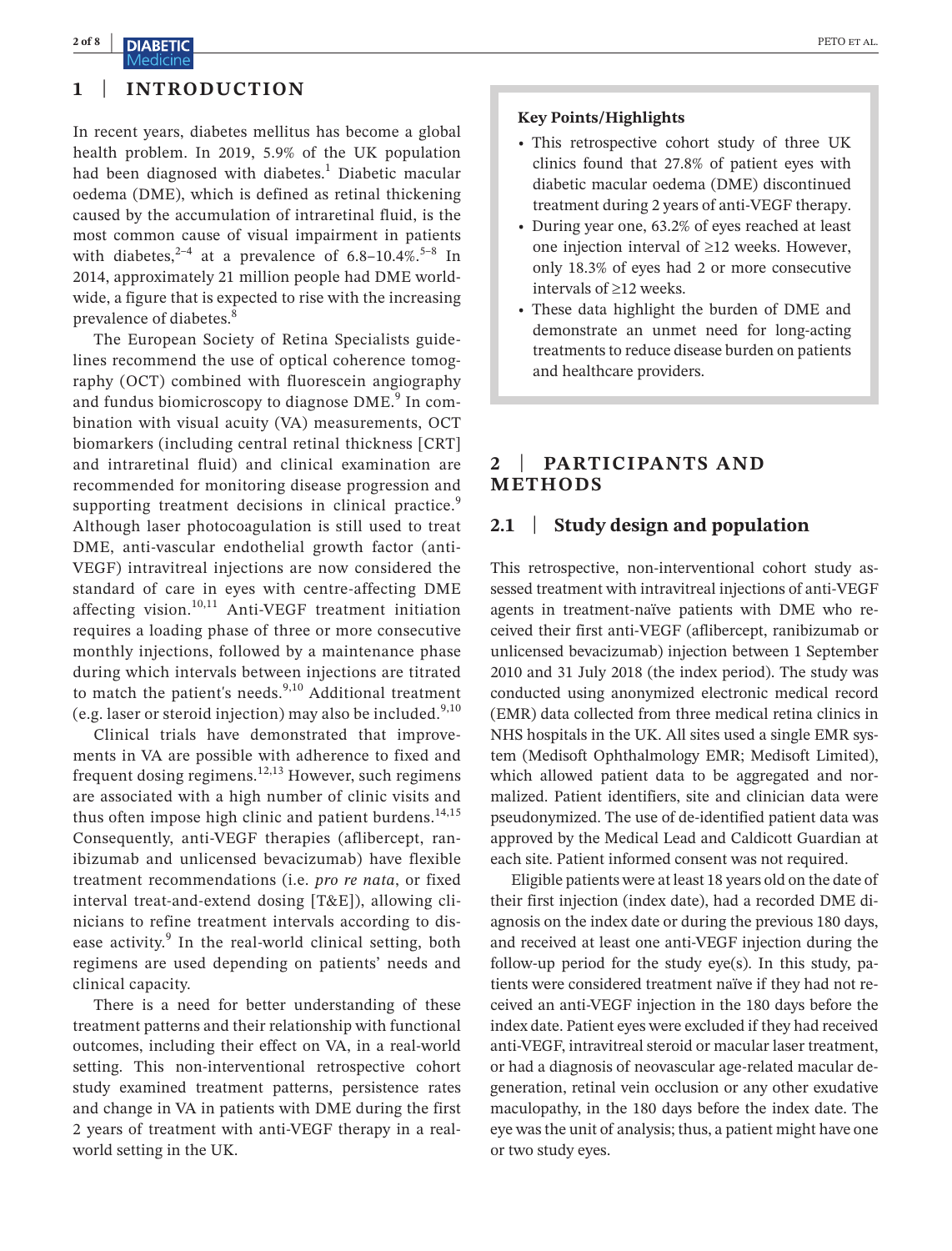## 1 | INTRODUCTION

In recent years, diabetes mellitus has become a global health problem. In 2019, 5.9% of the UK population had been diagnosed with diabetes.[1] Diabetic macular oedema (DME), which is defined as retinal thickening caused by the accumulation of intraretinal fluid, is the most common cause of visual impairment in patients with diabetes,[2–4] at a prevalence of 6.8–10.4%.[5–8] In 2014, approximately 21 million people had DME worldwide, a figure that is expected to rise with the increasing prevalence of diabetes.[8]

The European Society of Retina Specialists guidelines recommend the use of optical coherence tomography (OCT) combined with fluorescein angiography and fundus biomicroscopy to diagnose DME.[9] In combination with visual acuity (VA) measurements, OCT biomarkers (including central retinal thickness [CRT] and intraretinal fluid) and clinical examination are recommended for monitoring disease progression and supporting treatment decisions in clinical practice.[9] Although laser photocoagulation is still used to treat DME, anti-vascular endothelial growth factor (anti-VEGF) intravitreal injections are now considered the standard of care in eyes with centre-affecting DME affecting vision.[10,11] Anti-VEGF treatment initiation requires a loading phase of three or more consecutive monthly injections, followed by a maintenance phase during which intervals between injections are titrated to match the patient's needs.[9,10] Additional treatment (e.g. laser or steroid injection) may also be included.[9,10]

Clinical trials have demonstrated that improvements in VA are possible with adherence to fixed and frequent dosing regimens.[12,13] However, such regimens are associated with a high number of clinic visits and thus often impose high clinic and patient burdens.[14,15] Consequently, anti-VEGF therapies (aflibercept, ranibizumab and unlicensed bevacizumab) have flexible treatment recommendations (i.e. *pro re nata*, or fixed interval treat-and-extend dosing [T&E]), allowing clinicians to refine treatment intervals according to disease activity.[9] In the real-world clinical setting, both regimens are used depending on patients' needs and clinical capacity.

There is a need for better understanding of these treatment patterns and their relationship with functional outcomes, including their effect on VA, in a real-world setting. This non-interventional retrospective cohort study examined treatment patterns, persistence rates and change in VA in patients with DME during the first 2 years of treatment with anti-VEGF therapy in a real-world setting in the UK.

> **Key Points/Highlights**
>
> - This retrospective cohort study of three UK clinics found that 27.8% of patient eyes with diabetic macular oedema (DME) discontinued treatment during 2 years of anti-VEGF therapy.
> - During year one, 63.2% of eyes reached at least one injection interval of ≥12 weeks. However, only 18.3% of eyes had 2 or more consecutive intervals of ≥12 weeks.
> - These data highlight the burden of DME and demonstrate an unmet need for long-acting treatments to reduce disease burden on patients and healthcare providers.

## 2 | PARTICIPANTS AND METHODS

### 2.1 | Study design and population

This retrospective, non-interventional cohort study assessed treatment with intravitreal injections of anti-VEGF agents in treatment-naïve patients with DME who received their first anti-VEGF (aflibercept, ranibizumab or unlicensed bevacizumab) injection between 1 September 2010 and 31 July 2018 (the index period). The study was conducted using anonymized electronic medical record (EMR) data collected from three medical retina clinics in NHS hospitals in the UK. All sites used a single EMR system (Medisoft Ophthalmology EMR; Medisoft Limited), which allowed patient data to be aggregated and normalized. Patient identifiers, site and clinician data were pseudonymized. The use of de-identified patient data was approved by the Medical Lead and Caldicott Guardian at each site. Patient informed consent was not required.

Eligible patients were at least 18 years old on the date of their first injection (index date), had a recorded DME diagnosis on the index date or during the previous 180 days, and received at least one anti-VEGF injection during the follow-up period for the study eye(s). In this study, patients were considered treatment naïve if they had not received an anti-VEGF injection in the 180 days before the index date. Patient eyes were excluded if they had received anti-VEGF, intravitreal steroid or macular laser treatment, or had a diagnosis of neovascular age-related macular degeneration, retinal vein occlusion or any other exudative maculopathy, in the 180 days before the index date. The eye was the unit of analysis; thus, a patient might have one or two study eyes.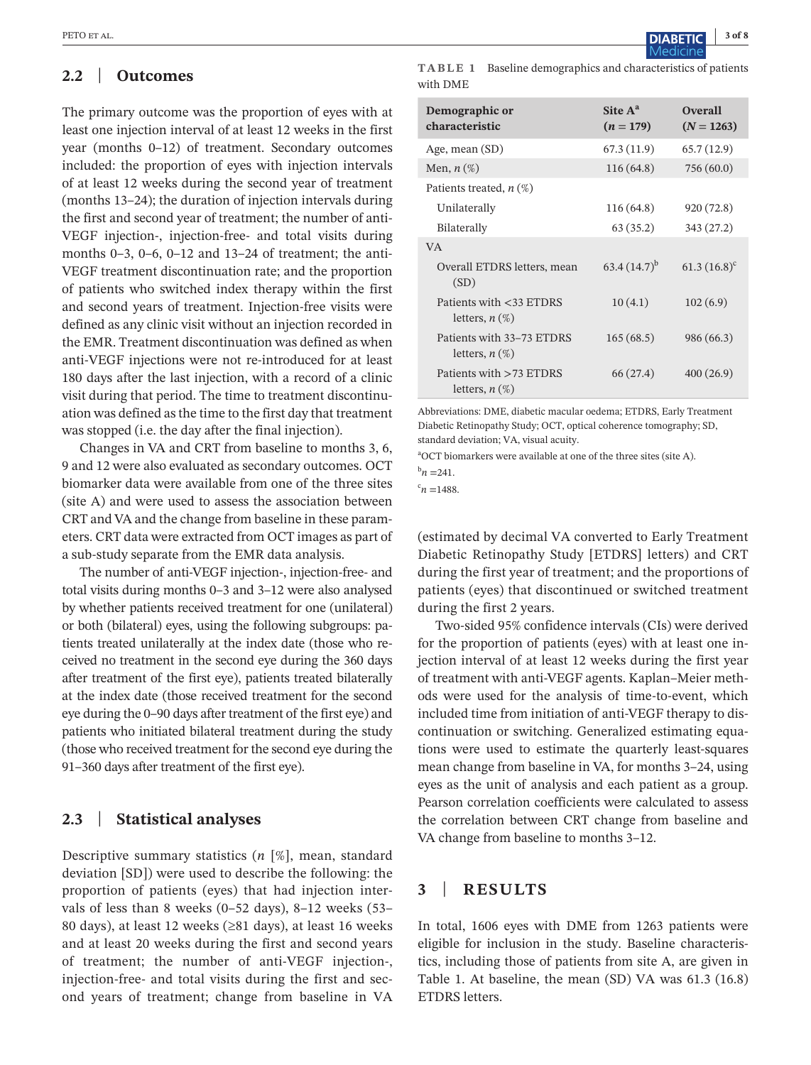## 2.2 | Outcomes

The primary outcome was the proportion of eyes with at least one injection interval of at least 12 weeks in the first year (months 0–12) of treatment. Secondary outcomes included: the proportion of eyes with injection intervals of at least 12 weeks during the second year of treatment (months 13–24); the duration of injection intervals during the first and second year of treatment; the number of anti-VEGF injection-, injection-free- and total visits during months 0–3, 0–6, 0–12 and 13–24 of treatment; the anti-VEGF treatment discontinuation rate; and the proportion of patients who switched index therapy within the first and second years of treatment. Injection-free visits were defined as any clinic visit without an injection recorded in the EMR. Treatment discontinuation was defined as when anti-VEGF injections were not re-introduced for at least 180 days after the last injection, with a record of a clinic visit during that period. The time to treatment discontinuation was defined as the time to the first day that treatment was stopped (i.e. the day after the final injection).

Changes in VA and CRT from baseline to months 3, 6, 9 and 12 were also evaluated as secondary outcomes. OCT biomarker data were available from one of the three sites (site A) and were used to assess the association between CRT and VA and the change from baseline in these parameters. CRT data were extracted from OCT images as part of a sub-study separate from the EMR data analysis.

The number of anti-VEGF injection-, injection-free- and total visits during months 0–3 and 3–12 were also analysed by whether patients received treatment for one (unilateral) or both (bilateral) eyes, using the following subgroups: patients treated unilaterally at the index date (those who received no treatment in the second eye during the 360 days after treatment of the first eye), patients treated bilaterally at the index date (those received treatment for the second eye during the 0–90 days after treatment of the first eye) and patients who initiated bilateral treatment during the study (those who received treatment for the second eye during the 91–360 days after treatment of the first eye).

## 2.3 | Statistical analyses

Descriptive summary statistics (*n* [%], mean, standard deviation [SD]) were used to describe the following: the proportion of patients (eyes) that had injection intervals of less than 8 weeks (0–52 days), 8–12 weeks (53–80 days), at least 12 weeks (≥81 days), at least 16 weeks and at least 20 weeks during the first and second years of treatment; the number of anti-VEGF injection-, injection-free- and total visits during the first and second years of treatment; change from baseline in VA (estimated by decimal VA converted to Early Treatment Diabetic Retinopathy Study [ETDRS] letters) and CRT during the first year of treatment; and the proportions of patients (eyes) that discontinued or switched treatment during the first 2 years.

Two-sided 95% confidence intervals (CIs) were derived for the proportion of patients (eyes) with at least one injection interval of at least 12 weeks during the first year of treatment with anti-VEGF agents. Kaplan–Meier methods were used for the analysis of time-to-event, which included time from initiation of anti-VEGF therapy to discontinuation or switching. Generalized estimating equations were used to estimate the quarterly least-squares mean change from baseline in VA, for months 3–24, using eyes as the unit of analysis and each patient as a group. Pearson correlation coefficients were calculated to assess the correlation between CRT change from baseline and VA change from baseline to months 3–12.

**TABLE 1** Baseline demographics and characteristics of patients with DME

| Demographic or characteristic | Site A[a] (*n* = 179) | Overall (*N* = 1263) |
|---|---|---|
| Age, mean (SD) | 67.3 (11.9) | 65.7 (12.9) |
| Men, *n* (%) | 116 (64.8) | 756 (60.0) |
| Patients treated, *n* (%) | | |
| Unilaterally | 116 (64.8) | 920 (72.8) |
| Bilaterally | 63 (35.2) | 343 (27.2) |
| VA | | |
| Overall ETDRS letters, mean (SD) | 63.4 (14.7)[b] | 61.3 (16.8)[c] |
| Patients with <33 ETDRS letters, *n* (%) | 10 (4.1) | 102 (6.9) |
| Patients with 33–73 ETDRS letters, *n* (%) | 165 (68.5) | 986 (66.3) |
| Patients with >73 ETDRS letters, *n* (%) | 66 (27.4) | 400 (26.9) |

Abbreviations: DME, diabetic macular oedema; ETDRS, Early Treatment Diabetic Retinopathy Study; OCT, optical coherence tomography; SD, standard deviation; VA, visual acuity.

[a]OCT biomarkers were available at one of the three sites (site A).

[b]*n* = 241.

[c]*n* = 1488.

# 3 | RESULTS

In total, 1606 eyes with DME from 1263 patients were eligible for inclusion in the study. Baseline characteristics, including those of patients from site A, are given in Table 1. At baseline, the mean (SD) VA was 61.3 (16.8) ETDRS letters.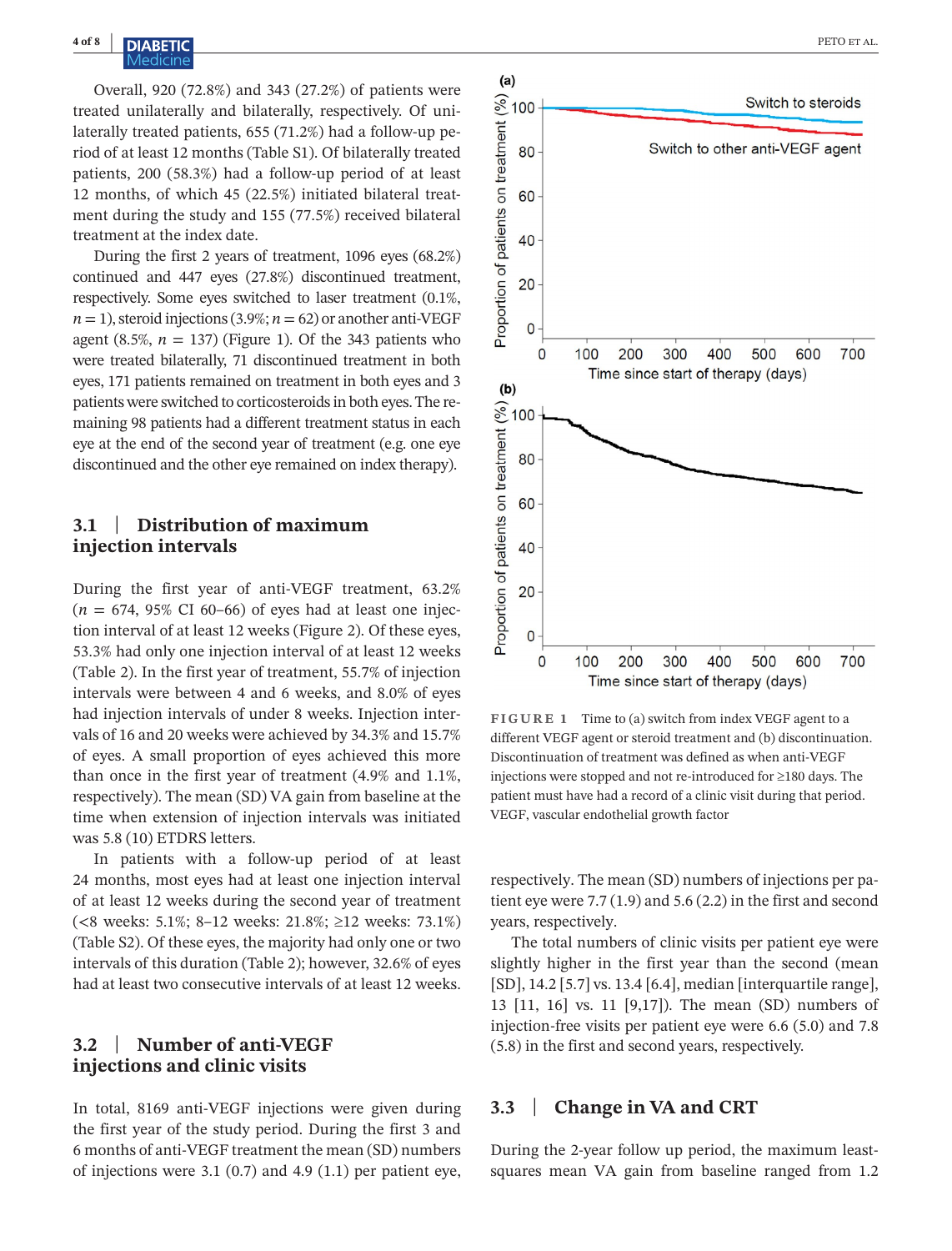Overall, 920 (72.8%) and 343 (27.2%) of patients were treated unilaterally and bilaterally, respectively. Of unilaterally treated patients, 655 (71.2%) had a follow-up period of at least 12 months (Table S1). Of bilaterally treated patients, 200 (58.3%) had a follow-up period of at least 12 months, of which 45 (22.5%) initiated bilateral treatment during the study and 155 (77.5%) received bilateral treatment at the index date.

During the first 2 years of treatment, 1096 eyes (68.2%) continued and 447 eyes (27.8%) discontinued treatment, respectively. Some eyes switched to laser treatment (0.1%, $n = 1$), steroid injections (3.9%; $n = 62$) or another anti-VEGF agent (8.5%, $n = 137$) (Figure 1). Of the 343 patients who were treated bilaterally, 71 discontinued treatment in both eyes, 171 patients remained on treatment in both eyes and 3 patients were switched to corticosteroids in both eyes. The remaining 98 patients had a different treatment status in each eye at the end of the second year of treatment (e.g. one eye discontinued and the other eye remained on index therapy).

## 3.1 | Distribution of maximum injection intervals

During the first year of anti-VEGF treatment, 63.2% ($n = 674$, 95% CI 60–66) of eyes had at least one injection interval of at least 12 weeks (Figure 2). Of these eyes, 53.3% had only one injection interval of at least 12 weeks (Table 2). In the first year of treatment, 55.7% of injection intervals were between 4 and 6 weeks, and 8.0% of eyes had injection intervals of under 8 weeks. Injection intervals of 16 and 20 weeks were achieved by 34.3% and 15.7% of eyes. A small proportion of eyes achieved this more than once in the first year of treatment (4.9% and 1.1%, respectively). The mean (SD) VA gain from baseline at the time when extension of injection intervals was initiated was 5.8 (10) ETDRS letters.

In patients with a follow-up period of at least 24 months, most eyes had at least one injection interval of at least 12 weeks during the second year of treatment (<8 weeks: 5.1%; 8–12 weeks: 21.8%; ≥12 weeks: 73.1%) (Table S2). Of these eyes, the majority had only one or two intervals of this duration (Table 2); however, 32.6% of eyes had at least two consecutive intervals of at least 12 weeks.

## 3.2 | Number of anti-VEGF injections and clinic visits

In total, 8169 anti-VEGF injections were given during the first year of the study period. During the first 3 and 6 months of anti-VEGF treatment the mean (SD) numbers of injections were 3.1 (0.7) and 4.9 (1.1) per patient eye, respectively. The mean (SD) numbers of injections per patient eye were 7.7 (1.9) and 5.6 (2.2) in the first and second years, respectively.

The total numbers of clinic visits per patient eye were slightly higher in the first year than the second (mean [SD], 14.2 [5.7] vs. 13.4 [6.4], median [interquartile range], 13 [11, 16] vs. 11 [9,17]). The mean (SD) numbers of injection-free visits per patient eye were 6.6 (5.0) and 7.8 (5.8) in the first and second years, respectively.

**FIGURE 1** Time to (a) switch from index VEGF agent to a different VEGF agent or steroid treatment and (b) discontinuation. Discontinuation of treatment was defined as when anti-VEGF injections were stopped and not re-introduced for ≥180 days. The patient must have had a record of a clinic visit during that period. VEGF, vascular endothelial growth factor

## 3.3 | Change in VA and CRT

During the 2-year follow up period, the maximum least-squares mean VA gain from baseline ranged from 1.2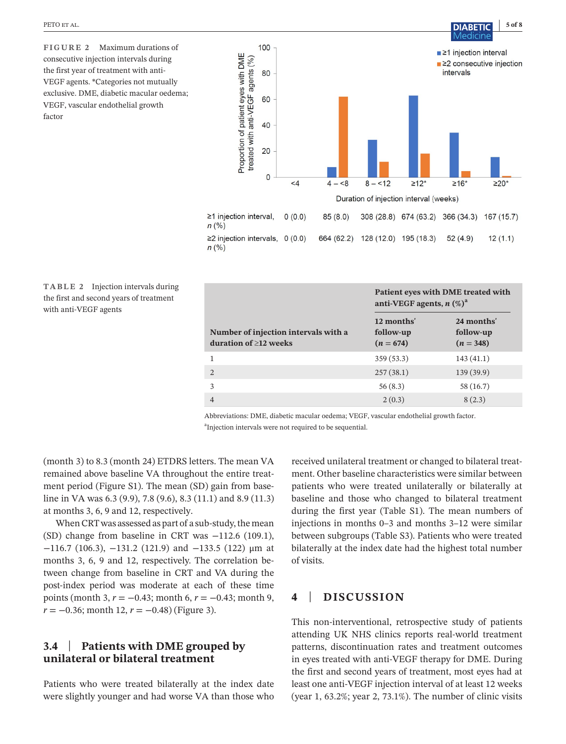**FIGURE 2** Maximum durations of consecutive injection intervals during the first year of treatment with anti-VEGF agents. *Categories not mutually exclusive. DME, diabetic macular oedema; VEGF, vascular endothelial growth factor

| Duration of injection interval (weeks) | <4 | 4 – <8 | 8 – <12 | ≥12* | ≥16* | ≥20* |
|---|---|---|---|---|---|---|
| ≥1 injection interval, *n* (%) | 0 (0.0) | 85 (8.0) | 308 (28.8) | 674 (63.2) | 366 (34.3) | 167 (15.7) |
| ≥2 injection intervals, *n* (%) | 0 (0.0) | 664 (62.2) | 128 (12.0) | 195 (18.3) | 52 (4.9) | 12 (1.1) |

**TABLE 2** Injection intervals during the first and second years of treatment with anti-VEGF agents

| Number of injection intervals with a duration of ≥12 weeks | Patient eyes with DME treated with anti-VEGF agents, *n* (%)[a] 12 months' follow-up (*n* = 674) | 24 months' follow-up (*n* = 348) |
|---|---|---|
| 1 | 359 (53.3) | 143 (41.1) |
| 2 | 257 (38.1) | 139 (39.9) |
| 3 | 56 (8.3) | 58 (16.7) |
| 4 | 2 (0.3) | 8 (2.3) |

Abbreviations: DME, diabetic macular oedema; VEGF, vascular endothelial growth factor.

[a]Injection intervals were not required to be sequential.

(month 3) to 8.3 (month 24) ETDRS letters. The mean VA remained above baseline VA throughout the entire treatment period (Figure S1). The mean (SD) gain from baseline in VA was 6.3 (9.9), 7.8 (9.6), 8.3 (11.1) and 8.9 (11.3) at months 3, 6, 9 and 12, respectively.

When CRT was assessed as part of a sub-study, the mean (SD) change from baseline in CRT was −112.6 (109.1), −116.7 (106.3), −131.2 (121.9) and −133.5 (122) μm at months 3, 6, 9 and 12, respectively. The correlation between change from baseline in CRT and VA during the post-index period was moderate at each of these time points (month 3, $r = -0.43$; month 6, $r = -0.43$; month 9, $r = -0.36$; month 12, $r = -0.48$) (Figure 3).

### 3.4 | Patients with DME grouped by unilateral or bilateral treatment

Patients who were treated bilaterally at the index date were slightly younger and had worse VA than those who received unilateral treatment or changed to bilateral treatment. Other baseline characteristics were similar between patients who were treated unilaterally or bilaterally at baseline and those who changed to bilateral treatment during the first year (Table S1). The mean numbers of injections in months 0–3 and months 3–12 were similar between subgroups (Table S3). Patients who were treated bilaterally at the index date had the highest total number of visits.

## 4 | DISCUSSION

This non-interventional, retrospective study of patients attending UK NHS clinics reports real-world treatment patterns, discontinuation rates and treatment outcomes in eyes treated with anti-VEGF therapy for DME. During the first and second years of treatment, most eyes had at least one anti-VEGF injection interval of at least 12 weeks (year 1, 63.2%; year 2, 73.1%). The number of clinic visits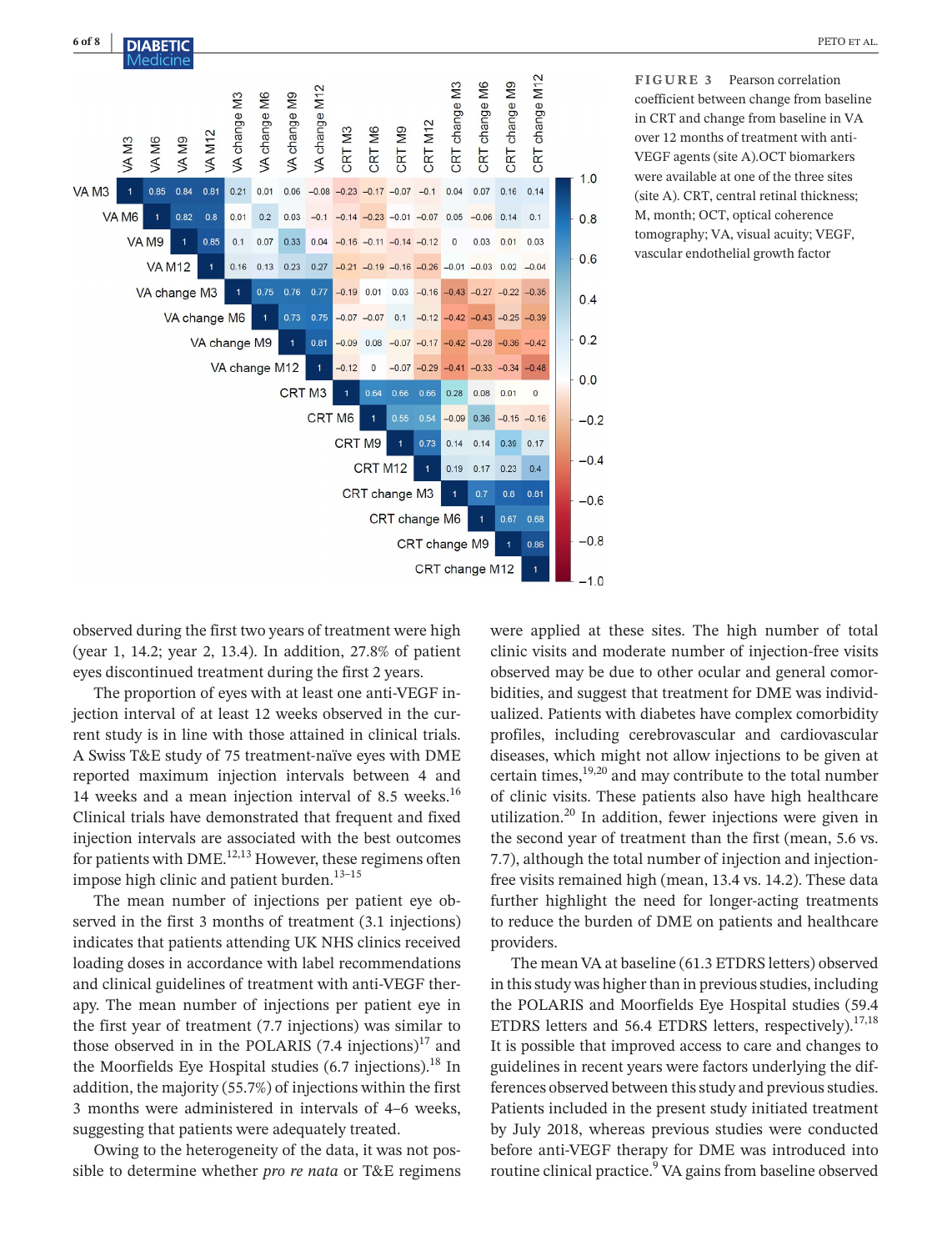**FIGURE 3** Pearson correlation coefficient between change from baseline in CRT and change from baseline in VA over 12 months of treatment with anti-VEGF agents (site A). OCT biomarkers were available at one of the three sites (site A). CRT, central retinal thickness; M, month; OCT, optical coherence tomography; VA, visual acuity; VEGF, vascular endothelial growth factor

| | VA M3 | VA M6 | VA M9 | VA M12 | VA change M3 | VA change M6 | VA change M9 | VA change M12 | CRT M3 | CRT M6 | CRT M9 | CRT M12 | CRT change M3 | CRT change M6 | CRT change M9 | CRT change M12 |
|---|---|---|---|---|---|---|---|---|---|---|---|---|---|---|---|---|
| VA M3 | 1 | 0.85 | 0.84 | 0.81 | 0.21 | 0.01 | 0.06 | −0.08 | −0.23 | −0.17 | −0.07 | −0.1 | 0.04 | 0.07 | 0.16 | 0.14 |
| VA M6 | | 1 | 0.82 | 0.8 | 0.01 | 0.2 | 0.03 | −0.1 | −0.14 | −0.23 | −0.01 | −0.07 | 0.05 | −0.06 | 0.14 | 0.1 |
| VA M9 | | | 1 | 0.85 | 0.1 | 0.07 | 0.33 | 0.04 | −0.16 | −0.11 | −0.14 | −0.12 | 0 | 0.03 | 0.01 | 0.03 |
| VA M12 | | | | 1 | 0.16 | 0.13 | 0.23 | 0.27 | −0.21 | −0.19 | −0.16 | −0.26 | −0.01 | −0.03 | 0.02 | −0.04 |
| VA change M3 | | | | | 1 | 0.75 | 0.76 | 0.77 | −0.19 | 0.01 | 0.03 | −0.16 | −0.43 | −0.27 | −0.22 | −0.35 |
| VA change M6 | | | | | | 1 | 0.73 | 0.75 | −0.07 | −0.07 | 0.1 | −0.12 | −0.42 | −0.43 | −0.25 | −0.39 |
| VA change M9 | | | | | | | 1 | 0.81 | −0.09 | 0.08 | −0.07 | −0.17 | −0.42 | −0.28 | −0.36 | −0.42 |
| VA change M12 | | | | | | | | 1 | −0.12 | 0 | −0.07 | −0.29 | −0.41 | −0.33 | −0.34 | −0.48 |
| CRT M3 | | | | | | | | | 1 | 0.64 | 0.66 | 0.66 | 0.28 | 0.08 | 0.01 | 0 |
| CRT M6 | | | | | | | | | | 1 | 0.55 | 0.54 | −0.09 | 0.36 | −0.15 | −0.16 |
| CRT M9 | | | | | | | | | | | 1 | 0.73 | 0.14 | 0.14 | 0.39 | 0.17 |
| CRT M12 | | | | | | | | | | | | 1 | 0.19 | 0.17 | 0.23 | 0.4 |
| CRT change M3 | | | | | | | | | | | | | 1 | 0.7 | 0.8 | 0.81 |
| CRT change M6 | | | | | | | | | | | | | | 1 | 0.67 | 0.68 |
| CRT change M9 | | | | | | | | | | | | | | | 1 | 0.86 |
| CRT change M12 | | | | | | | | | | | | | | | | 1 |

observed during the first two years of treatment were high (year 1, 14.2; year 2, 13.4). In addition, 27.8% of patient eyes discontinued treatment during the first 2 years.

The proportion of eyes with at least one anti-VEGF injection interval of at least 12 weeks observed in the current study is in line with those attained in clinical trials. A Swiss T&E study of 75 treatment-naïve eyes with DME reported maximum injection intervals between 4 and 14 weeks and a mean injection interval of 8.5 weeks.[16] Clinical trials have demonstrated that frequent and fixed injection intervals are associated with the best outcomes for patients with DME.[12,13] However, these regimens often impose high clinic and patient burden.[13–15]

The mean number of injections per patient eye observed in the first 3 months of treatment (3.1 injections) indicates that patients attending UK NHS clinics received loading doses in accordance with label recommendations and clinical guidelines of treatment with anti-VEGF therapy. The mean number of injections per patient eye in the first year of treatment (7.7 injections) was similar to those observed in in the POLARIS (7.4 injections)[17] and the Moorfields Eye Hospital studies (6.7 injections).[18] In addition, the majority (55.7%) of injections within the first 3 months were administered in intervals of 4–6 weeks, suggesting that patients were adequately treated.

Owing to the heterogeneity of the data, it was not possible to determine whether *pro re nata* or T&E regimens were applied at these sites. The high number of total clinic visits and moderate number of injection-free visits observed may be due to other ocular and general comorbidities, and suggest that treatment for DME was individualized. Patients with diabetes have complex comorbidity profiles, including cerebrovascular and cardiovascular diseases, which might not allow injections to be given at certain times,[19,20] and may contribute to the total number of clinic visits. These patients also have high healthcare utilization.[20] In addition, fewer injections were given in the second year of treatment than the first (mean, 5.6 vs. 7.7), although the total number of injection and injection-free visits remained high (mean, 13.4 vs. 14.2). These data further highlight the need for longer-acting treatments to reduce the burden of DME on patients and healthcare providers.

The mean VA at baseline (61.3 ETDRS letters) observed in this study was higher than in previous studies, including the POLARIS and Moorfields Eye Hospital studies (59.4 ETDRS letters and 56.4 ETDRS letters, respectively).[17,18] It is possible that improved access to care and changes to guidelines in recent years were factors underlying the differences observed between this study and previous studies. Patients included in the present study initiated treatment by July 2018, whereas previous studies were conducted before anti-VEGF therapy for DME was introduced into routine clinical practice.[9] VA gains from baseline observed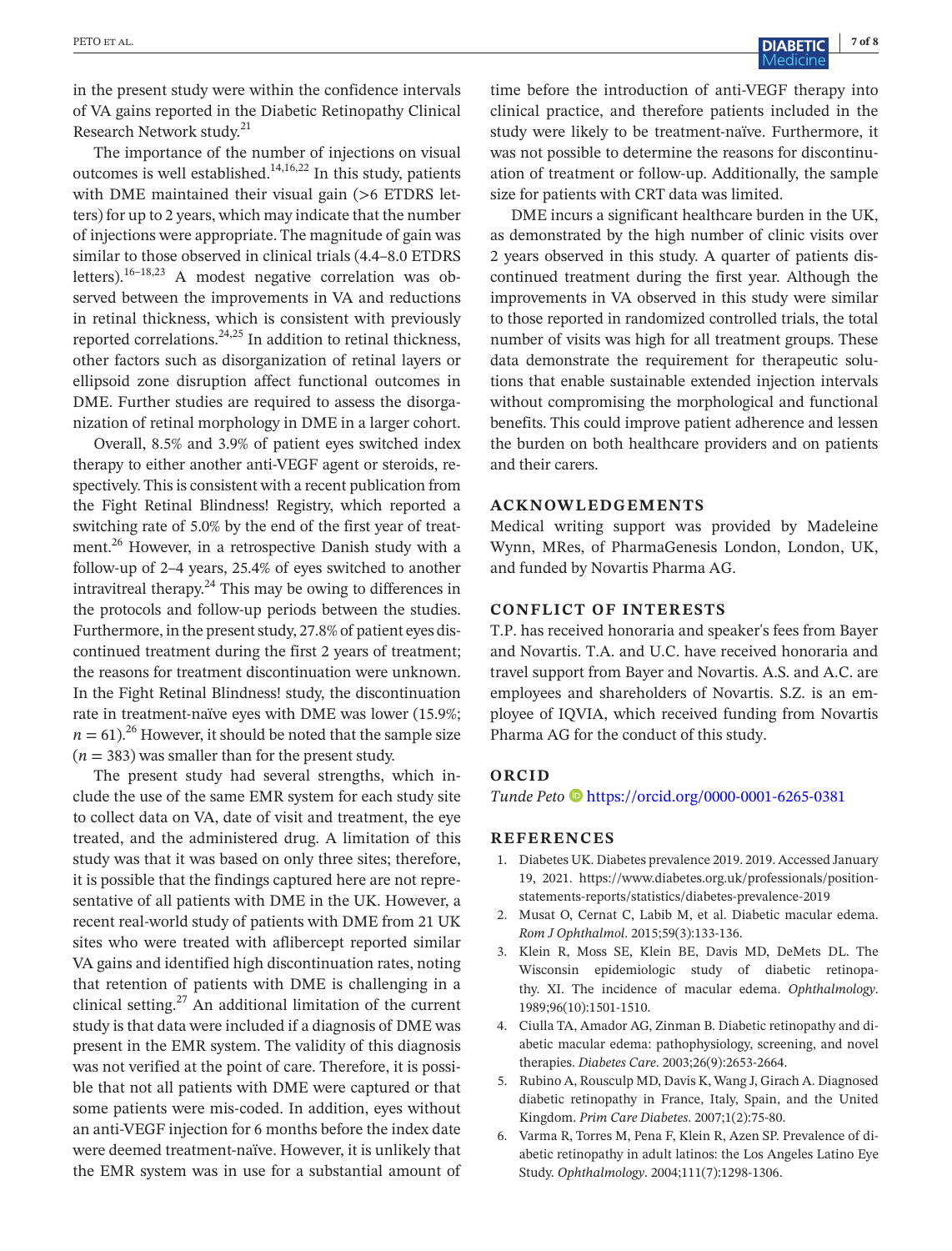in the present study were within the confidence intervals of VA gains reported in the Diabetic Retinopathy Clinical Research Network study.[21]

The importance of the number of injections on visual outcomes is well established.[14,16,22] In this study, patients with DME maintained their visual gain (>6 ETDRS letters) for up to 2 years, which may indicate that the number of injections were appropriate. The magnitude of gain was similar to those observed in clinical trials (4.4–8.0 ETDRS letters).[16–18,23] A modest negative correlation was observed between the improvements in VA and reductions in retinal thickness, which is consistent with previously reported correlations.[24,25] In addition to retinal thickness, other factors such as disorganization of retinal layers or ellipsoid zone disruption affect functional outcomes in DME. Further studies are required to assess the disorganization of retinal morphology in DME in a larger cohort.

Overall, 8.5% and 3.9% of patient eyes switched index therapy to either another anti-VEGF agent or steroids, respectively. This is consistent with a recent publication from the Fight Retinal Blindness! Registry, which reported a switching rate of 5.0% by the end of the first year of treatment.[26] However, in a retrospective Danish study with a follow-up of 2–4 years, 25.4% of eyes switched to another intravitreal therapy.[24] This may be owing to differences in the protocols and follow-up periods between the studies. Furthermore, in the present study, 27.8% of patient eyes discontinued treatment during the first 2 years of treatment; the reasons for treatment discontinuation were unknown. In the Fight Retinal Blindness! study, the discontinuation rate in treatment-naïve eyes with DME was lower (15.9%; $n = 61$).[26] However, it should be noted that the sample size ($n = 383$) was smaller than for the present study.

The present study had several strengths, which include the use of the same EMR system for each study site to collect data on VA, date of visit and treatment, the eye treated, and the administered drug. A limitation of this study was that it was based on only three sites; therefore, it is possible that the findings captured here are not representative of all patients with DME in the UK. However, a recent real-world study of patients with DME from 21 UK sites who were treated with aflibercept reported similar VA gains and identified high discontinuation rates, noting that retention of patients with DME is challenging in a clinical setting.[27] An additional limitation of the current study is that data were included if a diagnosis of DME was present in the EMR system. The validity of this diagnosis was not verified at the point of care. Therefore, it is possible that not all patients with DME were captured or that some patients were mis-coded. In addition, eyes without an anti-VEGF injection for 6 months before the index date were deemed treatment-naïve. However, it is unlikely that the EMR system was in use for a substantial amount of time before the introduction of anti-VEGF therapy into clinical practice, and therefore patients included in the study were likely to be treatment-naïve. Furthermore, it was not possible to determine the reasons for discontinuation of treatment or follow-up. Additionally, the sample size for patients with CRT data was limited.

DME incurs a significant healthcare burden in the UK, as demonstrated by the high number of clinic visits over 2 years observed in this study. A quarter of patients discontinued treatment during the first year. Although the improvements in VA observed in this study were similar to those reported in randomized controlled trials, the total number of visits was high for all treatment groups. These data demonstrate the requirement for therapeutic solutions that enable sustainable extended injection intervals without compromising the morphological and functional benefits. This could improve patient adherence and lessen the burden on both healthcare providers and on patients and their carers.

## ACKNOWLEDGEMENTS

Medical writing support was provided by Madeleine Wynn, MRes, of PharmaGenesis London, London, UK, and funded by Novartis Pharma AG.

## CONFLICT OF INTERESTS

T.P. has received honoraria and speaker's fees from Bayer and Novartis. T.A. and U.C. have received honoraria and travel support from Bayer and Novartis. A.S. and A.C. are employees and shareholders of Novartis. S.Z. is an employee of IQVIA, which received funding from Novartis Pharma AG for the conduct of this study.

## ORCID

*Tunde Peto* https://orcid.org/0000-0001-6265-0381

## REFERENCES

1. Diabetes UK. Diabetes prevalence 2019. 2019. Accessed January 19, 2021. https://www.diabetes.org.uk/professionals/position-statements-reports/statistics/diabetes-prevalence-2019
2. Musat O, Cernat C, Labib M, et al. Diabetic macular edema. *Rom J Ophthalmol*. 2015;59(3):133-136.
3. Klein R, Moss SE, Klein BE, Davis MD, DeMets DL. The Wisconsin epidemiologic study of diabetic retinopathy. XI. The incidence of macular edema. *Ophthalmology*. 1989;96(10):1501-1510.
4. Ciulla TA, Amador AG, Zinman B. Diabetic retinopathy and diabetic macular edema: pathophysiology, screening, and novel therapies. *Diabetes Care*. 2003;26(9):2653-2664.
5. Rubino A, Rousculp MD, Davis K, Wang J, Girach A. Diagnosed diabetic retinopathy in France, Italy, Spain, and the United Kingdom. *Prim Care Diabetes*. 2007;1(2):75-80.
6. Varma R, Torres M, Pena F, Klein R, Azen SP. Prevalence of diabetic retinopathy in adult latinos: the Los Angeles Latino Eye Study. *Ophthalmology*. 2004;111(7):1298-1306.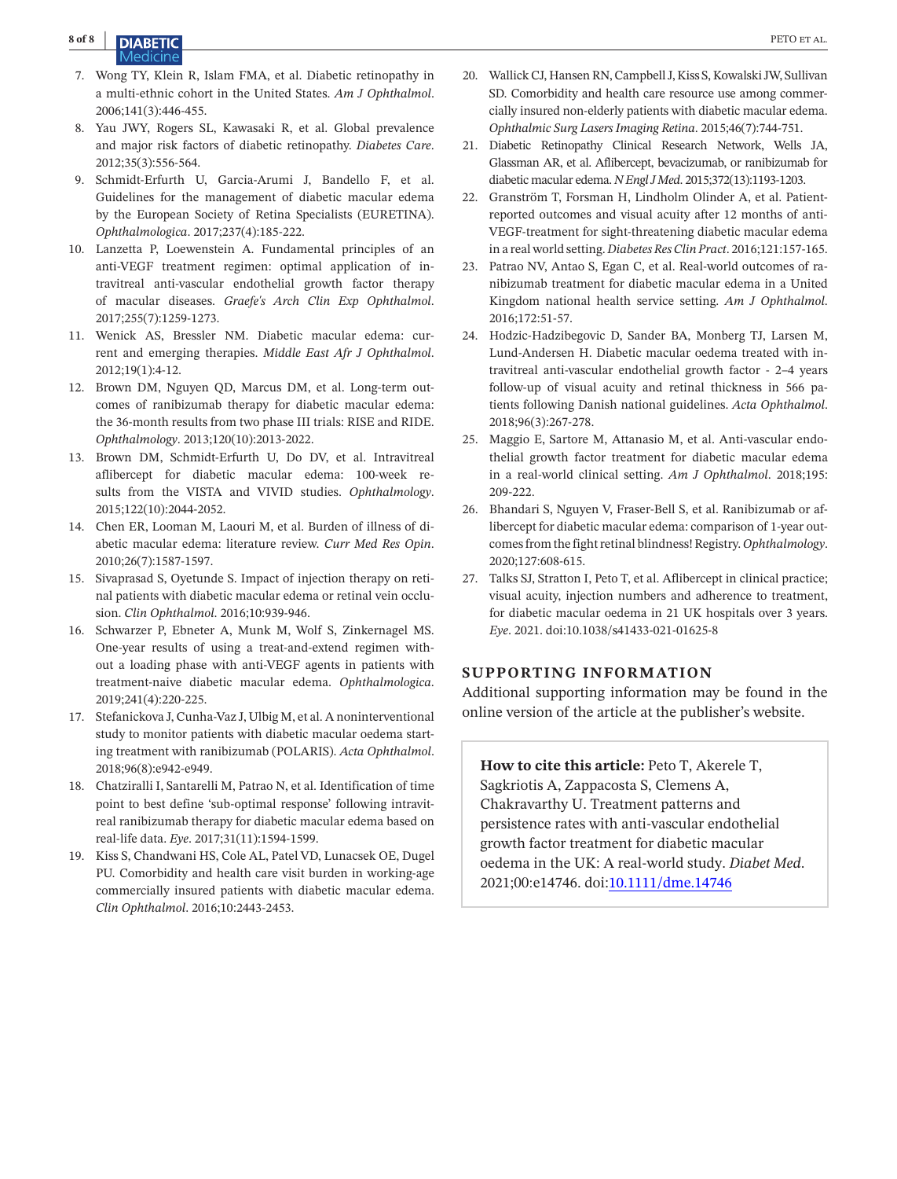7. Wong TY, Klein R, Islam FMA, et al. Diabetic retinopathy in a multi-ethnic cohort in the United States. *Am J Ophthalmol*. 2006;141(3):446-455.
8. Yau JWY, Rogers SL, Kawasaki R, et al. Global prevalence and major risk factors of diabetic retinopathy. *Diabetes Care*. 2012;35(3):556-564.
9. Schmidt-Erfurth U, Garcia-Arumi J, Bandello F, et al. Guidelines for the management of diabetic macular edema by the European Society of Retina Specialists (EURETINA). *Ophthalmologica*. 2017;237(4):185-222.
10. Lanzetta P, Loewenstein A. Fundamental principles of an anti-VEGF treatment regimen: optimal application of intravitreal anti-vascular endothelial growth factor therapy of macular diseases. *Graefe's Arch Clin Exp Ophthalmol*. 2017;255(7):1259-1273.
11. Wenick AS, Bressler NM. Diabetic macular edema: current and emerging therapies. *Middle East Afr J Ophthalmol*. 2012;19(1):4-12.
12. Brown DM, Nguyen QD, Marcus DM, et al. Long-term outcomes of ranibizumab therapy for diabetic macular edema: the 36-month results from two phase III trials: RISE and RIDE. *Ophthalmology*. 2013;120(10):2013-2022.
13. Brown DM, Schmidt-Erfurth U, Do DV, et al. Intravitreal aflibercept for diabetic macular edema: 100-week results from the VISTA and VIVID studies. *Ophthalmology*. 2015;122(10):2044-2052.
14. Chen ER, Looman M, Laouri M, et al. Burden of illness of diabetic macular edema: literature review. *Curr Med Res Opin*. 2010;26(7):1587-1597.
15. Sivaprasad S, Oyetunde S. Impact of injection therapy on retinal patients with diabetic macular edema or retinal vein occlusion. *Clin Ophthalmol*. 2016;10:939-946.
16. Schwarzer P, Ebneter A, Munk M, Wolf S, Zinkernagel MS. One-year results of using a treat-and-extend regimen without a loading phase with anti-VEGF agents in patients with treatment-naive diabetic macular edema. *Ophthalmologica*. 2019;241(4):220-225.
17. Stefanickova J, Cunha-Vaz J, Ulbig M, et al. A noninterventional study to monitor patients with diabetic macular oedema starting treatment with ranibizumab (POLARIS). *Acta Ophthalmol*. 2018;96(8):e942-e949.
18. Chatziralli I, Santarelli M, Patrao N, et al. Identification of time point to best define 'sub-optimal response' following intravitreal ranibizumab therapy for diabetic macular edema based on real-life data. *Eye*. 2017;31(11):1594-1599.
19. Kiss S, Chandwani HS, Cole AL, Patel VD, Lunacsek OE, Dugel PU. Comorbidity and health care visit burden in working-age commercially insured patients with diabetic macular edema. *Clin Ophthalmol*. 2016;10:2443-2453.
20. Wallick CJ, Hansen RN, Campbell J, Kiss S, Kowalski JW, Sullivan SD. Comorbidity and health care resource use among commercially insured non-elderly patients with diabetic macular edema. *Ophthalmic Surg Lasers Imaging Retina*. 2015;46(7):744-751.
21. Diabetic Retinopathy Clinical Research Network, Wells JA, Glassman AR, et al. Aflibercept, bevacizumab, or ranibizumab for diabetic macular edema. *N Engl J Med*. 2015;372(13):1193-1203.
22. Granström T, Forsman H, Lindholm Olinder A, et al. Patient-reported outcomes and visual acuity after 12 months of anti-VEGF-treatment for sight-threatening diabetic macular edema in a real world setting. *Diabetes Res Clin Pract*. 2016;121:157-165.
23. Patrao NV, Antao S, Egan C, et al. Real-world outcomes of ranibizumab treatment for diabetic macular edema in a United Kingdom national health service setting. *Am J Ophthalmol*. 2016;172:51-57.
24. Hodzic-Hadzibegovic D, Sander BA, Monberg TJ, Larsen M, Lund-Andersen H. Diabetic macular oedema treated with intravitreal anti-vascular endothelial growth factor - 2–4 years follow-up of visual acuity and retinal thickness in 566 patients following Danish national guidelines. *Acta Ophthalmol*. 2018;96(3):267-278.
25. Maggio E, Sartore M, Attanasio M, et al. Anti-vascular endothelial growth factor treatment for diabetic macular edema in a real-world clinical setting. *Am J Ophthalmol*. 2018;195:209-222.
26. Bhandari S, Nguyen V, Fraser-Bell S, et al. Ranibizumab or aflibercept for diabetic macular edema: comparison of 1-year outcomes from the fight retinal blindness! Registry. *Ophthalmology*. 2020;127:608-615.
27. Talks SJ, Stratton I, Peto T, et al. Aflibercept in clinical practice; visual acuity, injection numbers and adherence to treatment, for diabetic macular oedema in 21 UK hospitals over 3 years. *Eye*. 2021. doi:10.1038/s41433-021-01625-8

## SUPPORTING INFORMATION

Additional supporting information may be found in the online version of the article at the publisher's website.

**How to cite this article:** Peto T, Akerele T, Sagkriotis A, Zappacosta S, Clemens A, Chakravarthy U. Treatment patterns and persistence rates with anti-vascular endothelial growth factor treatment for diabetic macular oedema in the UK: A real-world study. *Diabet Med*. 2021;00:e14746. doi:10.1111/dme.14746